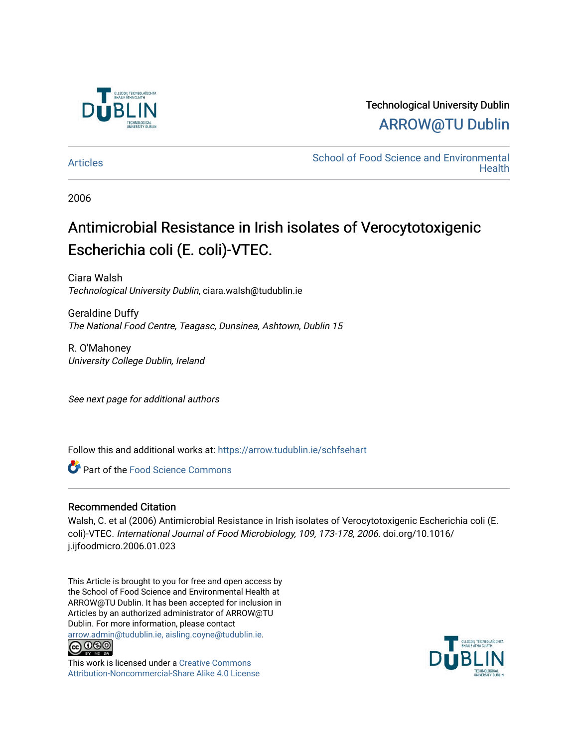Technological University Dublin

ARROW@TU Dublin

Articles

School of Food Science and Environmental Health

2006

# Antimicrobial Resistance in Irish isolates of Verocytotoxigenic Escherichia coli (E. coli)-VTEC.

Ciara Walsh
*Technological University Dublin*, ciara.walsh@tudublin.ie

Geraldine Duffy
*The National Food Centre, Teagasc, Dunsinea, Ashtown, Dublin 15*

R. O'Mahoney
*University College Dublin, Ireland*

*See next page for additional authors*

Follow this and additional works at: https://arrow.tudublin.ie/schfsehart

Part of the Food Science Commons

## Recommended Citation

Walsh, C. et al (2006) Antimicrobial Resistance in Irish isolates of Verocytotoxigenic Escherichia coli (E. coli)-VTEC. *International Journal of Food Microbiology, 109, 173-178, 2006.* doi.org/10.1016/j.ijfoodmicro.2006.01.023

This Article is brought to you for free and open access by the School of Food Science and Environmental Health at ARROW@TU Dublin. It has been accepted for inclusion in Articles by an authorized administrator of ARROW@TU Dublin. For more information, please contact arrow.admin@tudublin.ie, aisling.coyne@tudublin.ie.

This work is licensed under a Creative Commons Attribution-Noncommercial-Share Alike 4.0 License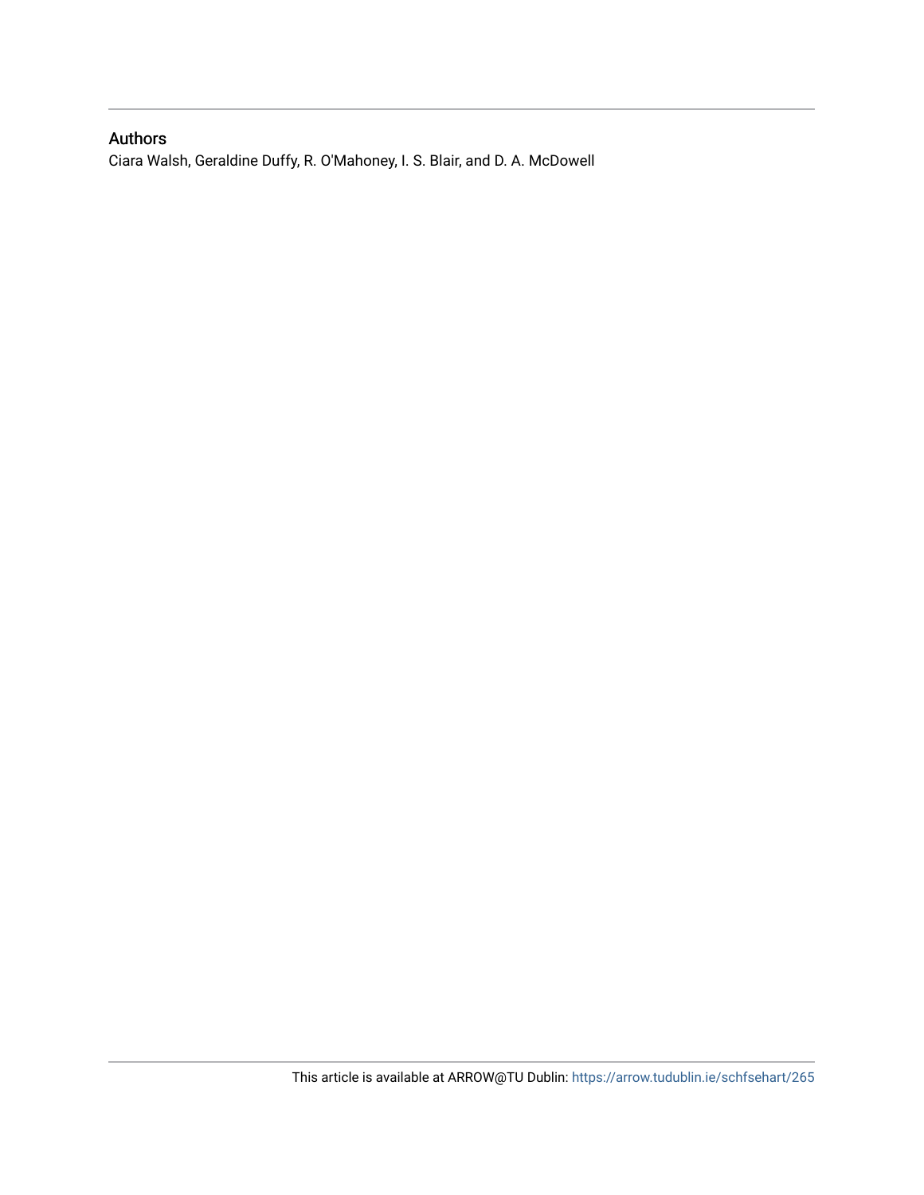## Authors

Ciara Walsh, Geraldine Duffy, R. O'Mahoney, I. S. Blair, and D. A. McDowell

This article is available at ARROW@TU Dublin: https://arrow.tudublin.ie/schfsehart/265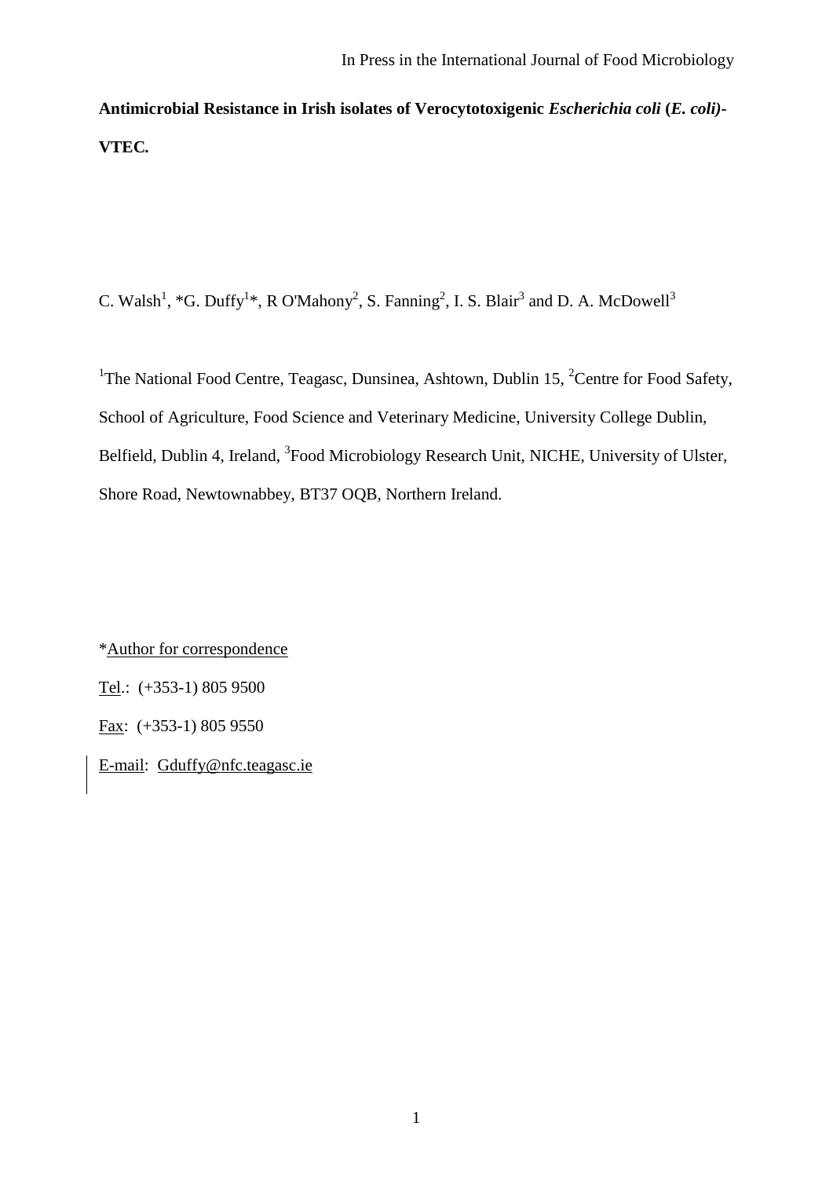In Press in the International Journal of Food Microbiology

**Antimicrobial Resistance in Irish isolates of Verocytotoxigenic *Escherichia coli* (*E. coli*)-VTEC.**

C. Walsh[1], *G. Duffy[1]*, R O'Mahony[2], S. Fanning[2], I. S. Blair[3] and D. A. McDowell[3]

[1]The National Food Centre, Teagasc, Dunsinea, Ashtown, Dublin 15, [2]Centre for Food Safety, School of Agriculture, Food Science and Veterinary Medicine, University College Dublin, Belfield, Dublin 4, Ireland, [3]Food Microbiology Research Unit, NICHE, University of Ulster, Shore Road, Newtownabbey, BT37 OQB, Northern Ireland.

*Author for correspondence

Tel.: (+353-1) 805 9500

Fax: (+353-1) 805 9550

E-mail: Gduffy@nfc.teagasc.ie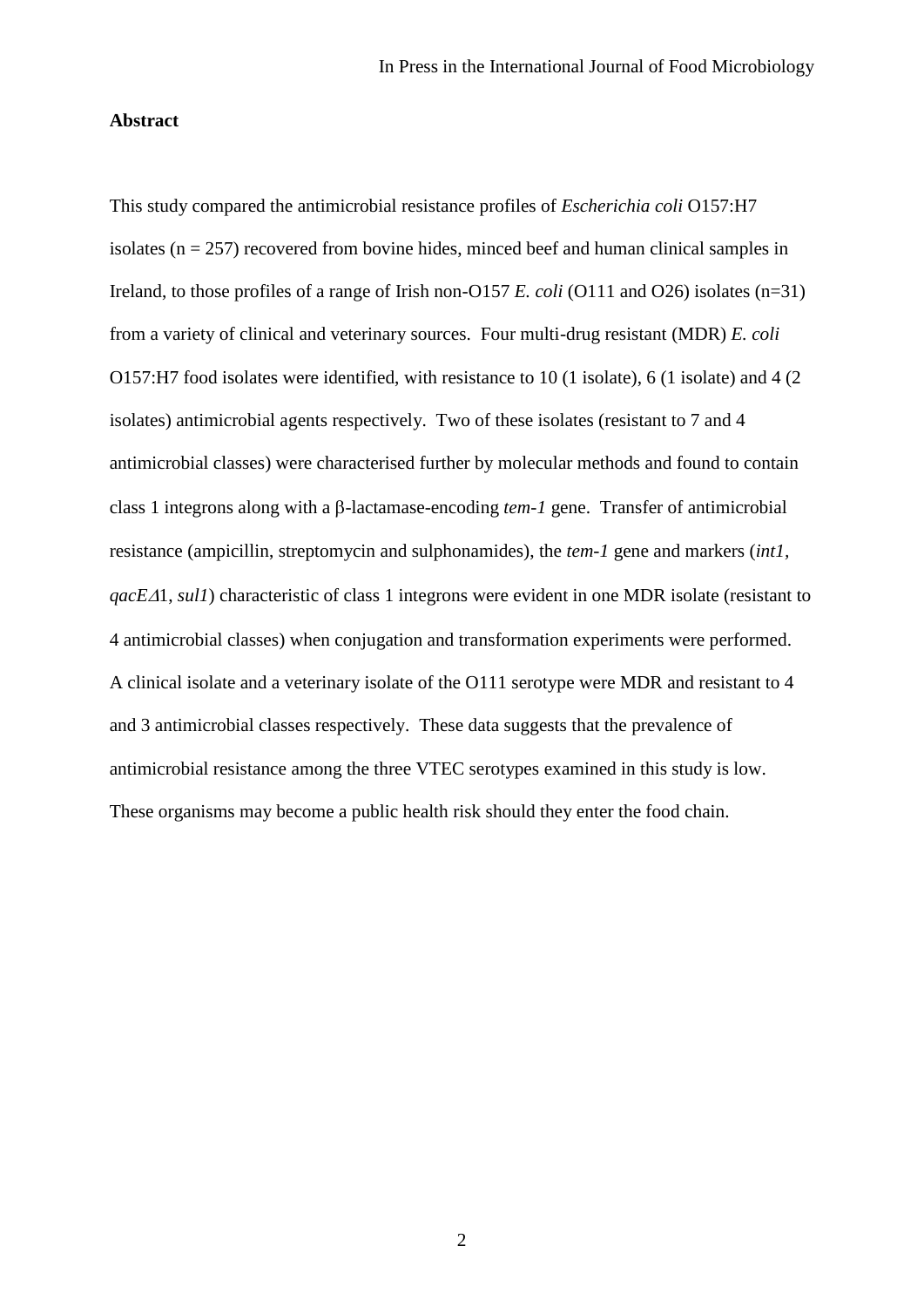**Abstract**

This study compared the antimicrobial resistance profiles of *Escherichia coli* O157:H7 isolates (n = 257) recovered from bovine hides, minced beef and human clinical samples in Ireland, to those profiles of a range of Irish non-O157 *E. coli* (O111 and O26) isolates (n=31) from a variety of clinical and veterinary sources. Four multi-drug resistant (MDR) *E. coli* O157:H7 food isolates were identified, with resistance to 10 (1 isolate), 6 (1 isolate) and 4 (2 isolates) antimicrobial agents respectively. Two of these isolates (resistant to 7 and 4 antimicrobial classes) were characterised further by molecular methods and found to contain class 1 integrons along with a β-lactamase-encoding *tem-1* gene. Transfer of antimicrobial resistance (ampicillin, streptomycin and sulphonamides), the *tem-1* gene and markers (*int1*, *qacE*Δ1, *sul1*) characteristic of class 1 integrons were evident in one MDR isolate (resistant to 4 antimicrobial classes) when conjugation and transformation experiments were performed. A clinical isolate and a veterinary isolate of the O111 serotype were MDR and resistant to 4 and 3 antimicrobial classes respectively. These data suggests that the prevalence of antimicrobial resistance among the three VTEC serotypes examined in this study is low. These organisms may become a public health risk should they enter the food chain.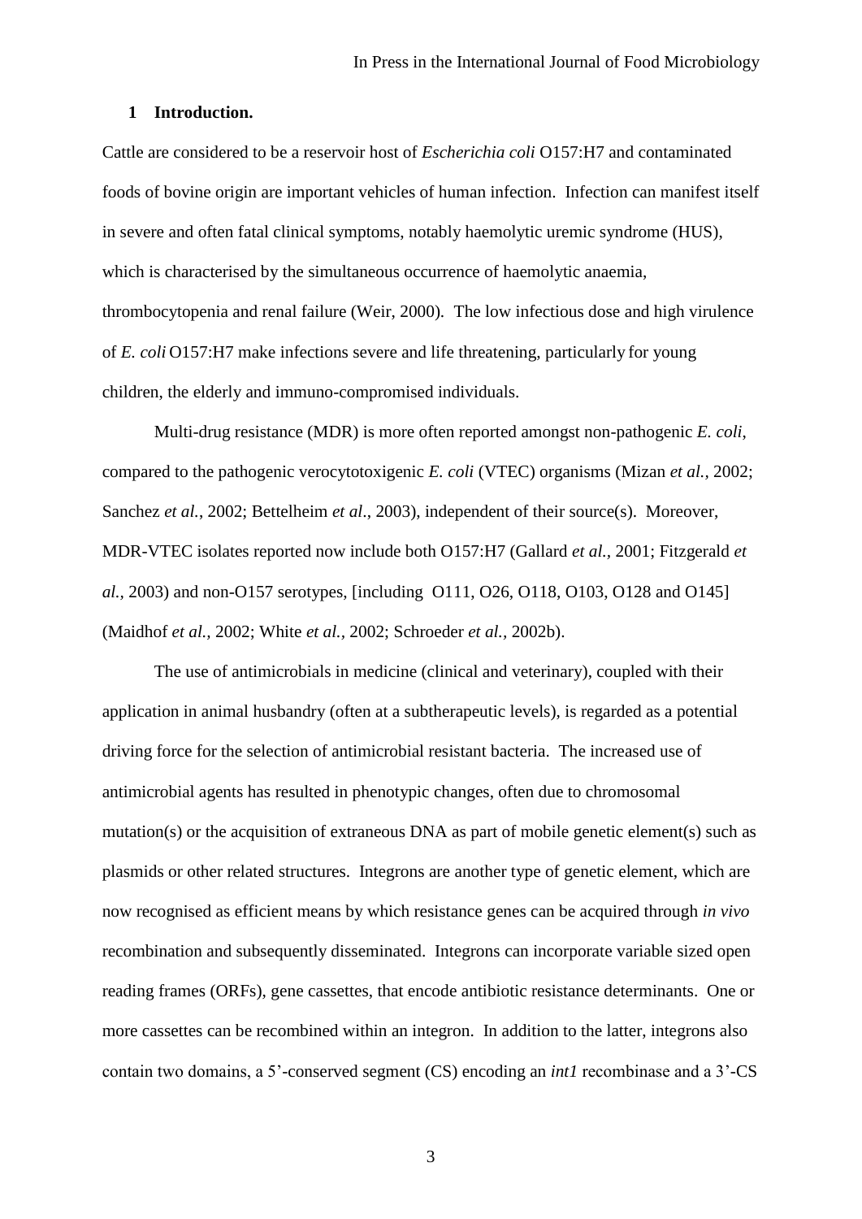## 1 Introduction.

Cattle are considered to be a reservoir host of *Escherichia coli* O157:H7 and contaminated foods of bovine origin are important vehicles of human infection. Infection can manifest itself in severe and often fatal clinical symptoms, notably haemolytic uremic syndrome (HUS), which is characterised by the simultaneous occurrence of haemolytic anaemia, thrombocytopenia and renal failure (Weir, 2000). The low infectious dose and high virulence of *E. coli* O157:H7 make infections severe and life threatening, particularly for young children, the elderly and immuno-compromised individuals.

Multi-drug resistance (MDR) is more often reported amongst non-pathogenic *E. coli*, compared to the pathogenic verocytotoxigenic *E. coli* (VTEC) organisms (Mizan *et al.*, 2002; Sanchez *et al.*, 2002; Bettelheim *et al*., 2003), independent of their source(s). Moreover, MDR-VTEC isolates reported now include both O157:H7 (Gallard *et al.,* 2001; Fitzgerald *et al.,* 2003) and non-O157 serotypes, [including O111, O26, O118, O103, O128 and O145] (Maidhof *et al.,* 2002; White *et al.,* 2002; Schroeder *et al.,* 2002b).

The use of antimicrobials in medicine (clinical and veterinary), coupled with their application in animal husbandry (often at a subtherapeutic levels), is regarded as a potential driving force for the selection of antimicrobial resistant bacteria. The increased use of antimicrobial agents has resulted in phenotypic changes, often due to chromosomal mutation(s) or the acquisition of extraneous DNA as part of mobile genetic element(s) such as plasmids or other related structures. Integrons are another type of genetic element, which are now recognised as efficient means by which resistance genes can be acquired through *in vivo* recombination and subsequently disseminated. Integrons can incorporate variable sized open reading frames (ORFs), gene cassettes, that encode antibiotic resistance determinants. One or more cassettes can be recombined within an integron. In addition to the latter, integrons also contain two domains, a 5'-conserved segment (CS) encoding an *int1* recombinase and a 3'-CS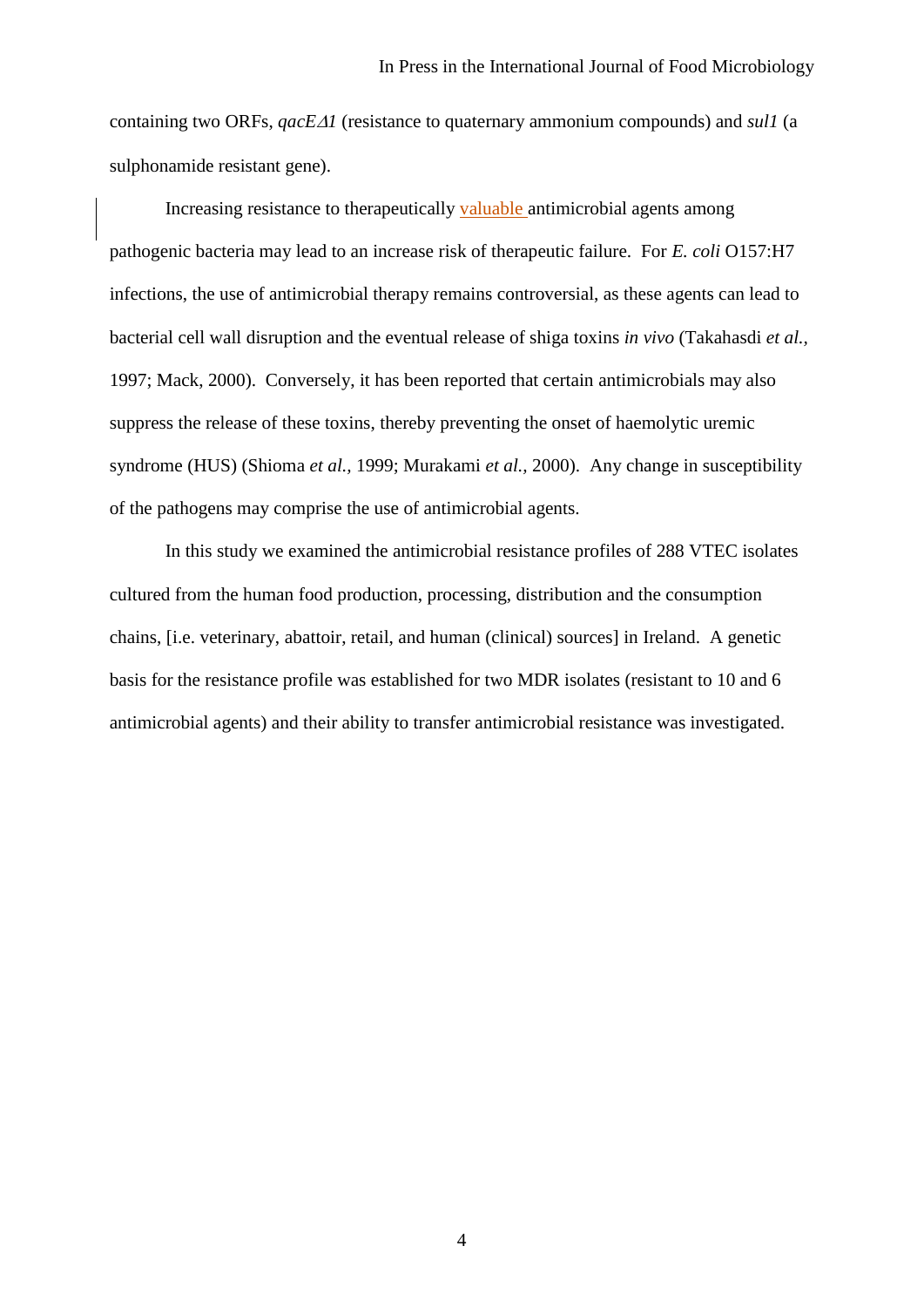containing two ORFs, *qacEΔ1* (resistance to quaternary ammonium compounds) and *sul1* (a sulphonamide resistant gene).

Increasing resistance to therapeutically valuable antimicrobial agents among pathogenic bacteria may lead to an increase risk of therapeutic failure. For *E. coli* O157:H7 infections, the use of antimicrobial therapy remains controversial, as these agents can lead to bacterial cell wall disruption and the eventual release of shiga toxins *in vivo* (Takahasdi *et al.*, 1997; Mack, 2000). Conversely, it has been reported that certain antimicrobials may also suppress the release of these toxins, thereby preventing the onset of haemolytic uremic syndrome (HUS) (Shioma *et al.,* 1999; Murakami *et al.,* 2000). Any change in susceptibility of the pathogens may comprise the use of antimicrobial agents.

In this study we examined the antimicrobial resistance profiles of 288 VTEC isolates cultured from the human food production, processing, distribution and the consumption chains, [i.e. veterinary, abattoir, retail, and human (clinical) sources] in Ireland. A genetic basis for the resistance profile was established for two MDR isolates (resistant to 10 and 6 antimicrobial agents) and their ability to transfer antimicrobial resistance was investigated.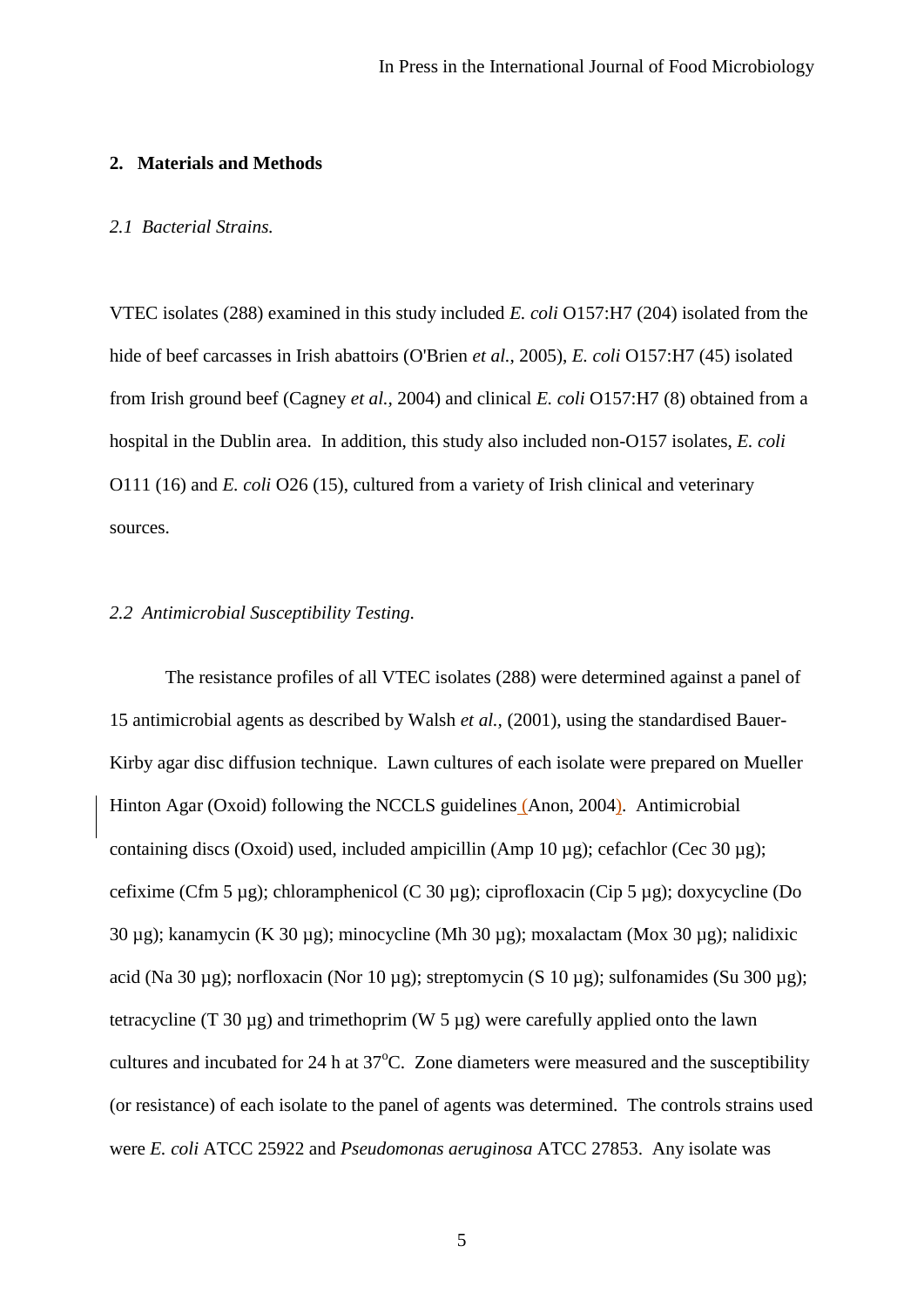## 2. Materials and Methods

### *2.1 Bacterial Strains.*

VTEC isolates (288) examined in this study included *E. coli* O157:H7 (204) isolated from the hide of beef carcasses in Irish abattoirs (O'Brien *et al.*, 2005), *E. coli* O157:H7 (45) isolated from Irish ground beef (Cagney *et al.*, 2004) and clinical *E. coli* O157:H7 (8) obtained from a hospital in the Dublin area. In addition, this study also included non-O157 isolates, *E. coli* O111 (16) and *E. coli* O26 (15), cultured from a variety of Irish clinical and veterinary sources.

### *2.2 Antimicrobial Susceptibility Testing.*

The resistance profiles of all VTEC isolates (288) were determined against a panel of 15 antimicrobial agents as described by Walsh *et al.*, (2001), using the standardised Bauer-Kirby agar disc diffusion technique. Lawn cultures of each isolate were prepared on Mueller Hinton Agar (Oxoid) following the NCCLS guidelines (Anon, 2004). Antimicrobial containing discs (Oxoid) used, included ampicillin (Amp 10 µg); cefachlor (Cec 30 µg); cefixime (Cfm 5 µg); chloramphenicol (C 30 µg); ciprofloxacin (Cip 5 µg); doxycycline (Do 30 µg); kanamycin (K 30 µg); minocycline (Mh 30 µg); moxalactam (Mox 30 µg); nalidixic acid (Na 30 µg); norfloxacin (Nor 10 µg); streptomycin (S 10 µg); sulfonamides (Su 300 µg); tetracycline (T 30 µg) and trimethoprim (W 5 µg) were carefully applied onto the lawn cultures and incubated for 24 h at 37$^{o}$C. Zone diameters were measured and the susceptibility (or resistance) of each isolate to the panel of agents was determined. The controls strains used were *E. coli* ATCC 25922 and *Pseudomonas aeruginosa* ATCC 27853. Any isolate was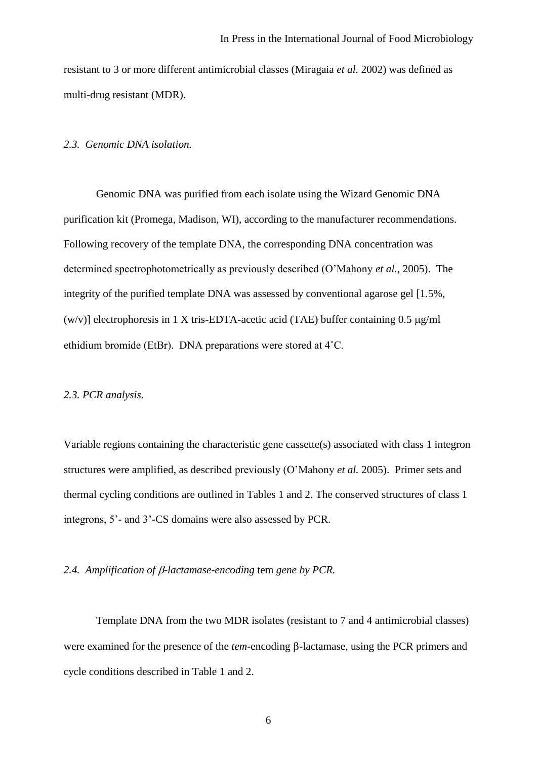resistant to 3 or more different antimicrobial classes (Miragaia *et al.* 2002) was defined as multi-drug resistant (MDR).

### *2.3. Genomic DNA isolation.*

Genomic DNA was purified from each isolate using the Wizard Genomic DNA purification kit (Promega, Madison, WI), according to the manufacturer recommendations. Following recovery of the template DNA, the corresponding DNA concentration was determined spectrophotometrically as previously described (O'Mahony *et al.*, 2005). The integrity of the purified template DNA was assessed by conventional agarose gel [1.5%, (w/v)] electrophoresis in 1 X tris-EDTA-acetic acid (TAE) buffer containing 0.5 μg/ml ethidium bromide (EtBr). DNA preparations were stored at 4˚C.

### *2.3. PCR analysis.*

Variable regions containing the characteristic gene cassette(s) associated with class 1 integron structures were amplified, as described previously (O'Mahony *et al.* 2005). Primer sets and thermal cycling conditions are outlined in Tables 1 and 2. The conserved structures of class 1 integrons, 5'- and 3'-CS domains were also assessed by PCR.

### *2.4. Amplification of β-lactamase-encoding* tem *gene by PCR.*

Template DNA from the two MDR isolates (resistant to 7 and 4 antimicrobial classes) were examined for the presence of the *tem*-encoding β-lactamase, using the PCR primers and cycle conditions described in Table 1 and 2.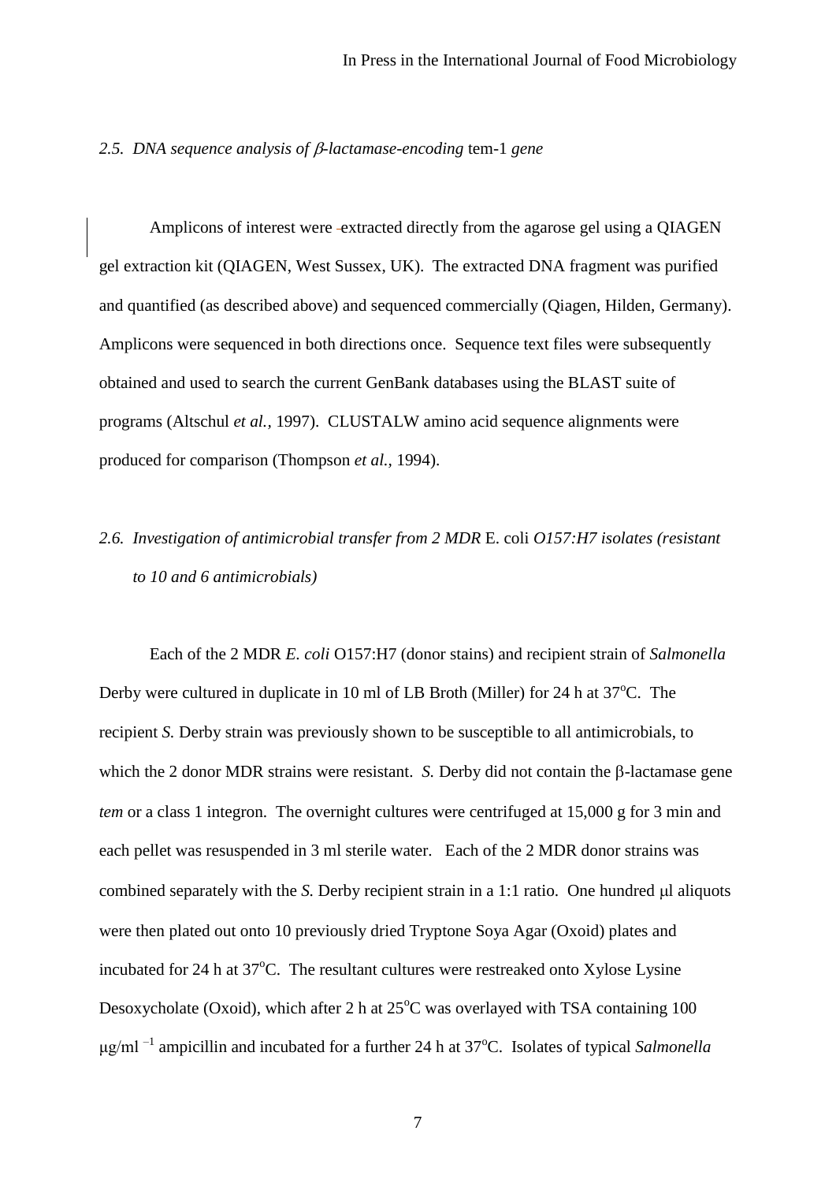*2.5. DNA sequence analysis of β-lactamase-encoding* tem-1 *gene*

Amplicons of interest were extracted directly from the agarose gel using a QIAGEN gel extraction kit (QIAGEN, West Sussex, UK). The extracted DNA fragment was purified and quantified (as described above) and sequenced commercially (Qiagen, Hilden, Germany). Amplicons were sequenced in both directions once. Sequence text files were subsequently obtained and used to search the current GenBank databases using the BLAST suite of programs (Altschul *et al.*, 1997). CLUSTALW amino acid sequence alignments were produced for comparison (Thompson *et al.*, 1994).

*2.6. Investigation of antimicrobial transfer from 2 MDR* E. coli *O157:H7 isolates (resistant to 10 and 6 antimicrobials)*

Each of the 2 MDR *E. coli* O157:H7 (donor stains) and recipient strain of *Salmonella* Derby were cultured in duplicate in 10 ml of LB Broth (Miller) for 24 h at 37°C. The recipient *S.* Derby strain was previously shown to be susceptible to all antimicrobials, to which the 2 donor MDR strains were resistant. *S.* Derby did not contain the β-lactamase gene *tem* or a class 1 integron. The overnight cultures were centrifuged at 15,000 g for 3 min and each pellet was resuspended in 3 ml sterile water. Each of the 2 MDR donor strains was combined separately with the *S.* Derby recipient strain in a 1:1 ratio. One hundred μl aliquots were then plated out onto 10 previously dried Tryptone Soya Agar (Oxoid) plates and incubated for 24 h at 37°C. The resultant cultures were restreaked onto Xylose Lysine Desoxycholate (Oxoid), which after 2 h at 25°C was overlayed with TSA containing 100 μg/ml $^{-1}$ ampicillin and incubated for a further 24 h at 37°C. Isolates of typical *Salmonella*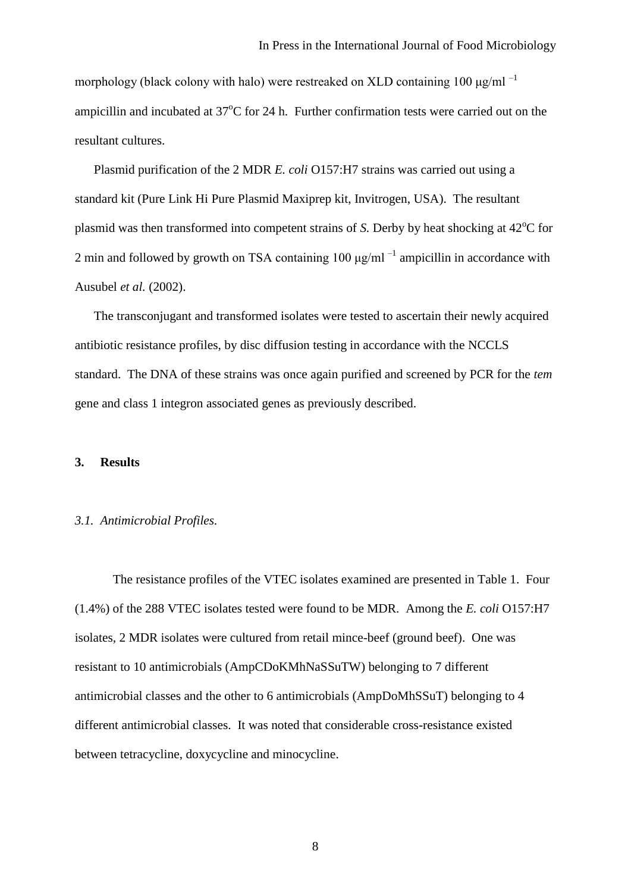morphology (black colony with halo) were restreaked on XLD containing 100 μg/ml $^{-1}$ ampicillin and incubated at 37°C for 24 h. Further confirmation tests were carried out on the resultant cultures.

Plasmid purification of the 2 MDR *E. coli* O157:H7 strains was carried out using a standard kit (Pure Link Hi Pure Plasmid Maxiprep kit, Invitrogen, USA). The resultant plasmid was then transformed into competent strains of *S.* Derby by heat shocking at 42°C for 2 min and followed by growth on TSA containing 100 μg/ml $^{-1}$ ampicillin in accordance with Ausubel *et al.* (2002).

The transconjugant and transformed isolates were tested to ascertain their newly acquired antibiotic resistance profiles, by disc diffusion testing in accordance with the NCCLS standard. The DNA of these strains was once again purified and screened by PCR for the *tem* gene and class 1 integron associated genes as previously described.

## 3. Results

### *3.1. Antimicrobial Profiles.*

The resistance profiles of the VTEC isolates examined are presented in Table 1. Four (1.4%) of the 288 VTEC isolates tested were found to be MDR. Among the *E. coli* O157:H7 isolates, 2 MDR isolates were cultured from retail mince-beef (ground beef). One was resistant to 10 antimicrobials (AmpCDoKMhNaSSuTW) belonging to 7 different antimicrobial classes and the other to 6 antimicrobials (AmpDoMhSSuT) belonging to 4 different antimicrobial classes. It was noted that considerable cross-resistance existed between tetracycline, doxycycline and minocycline.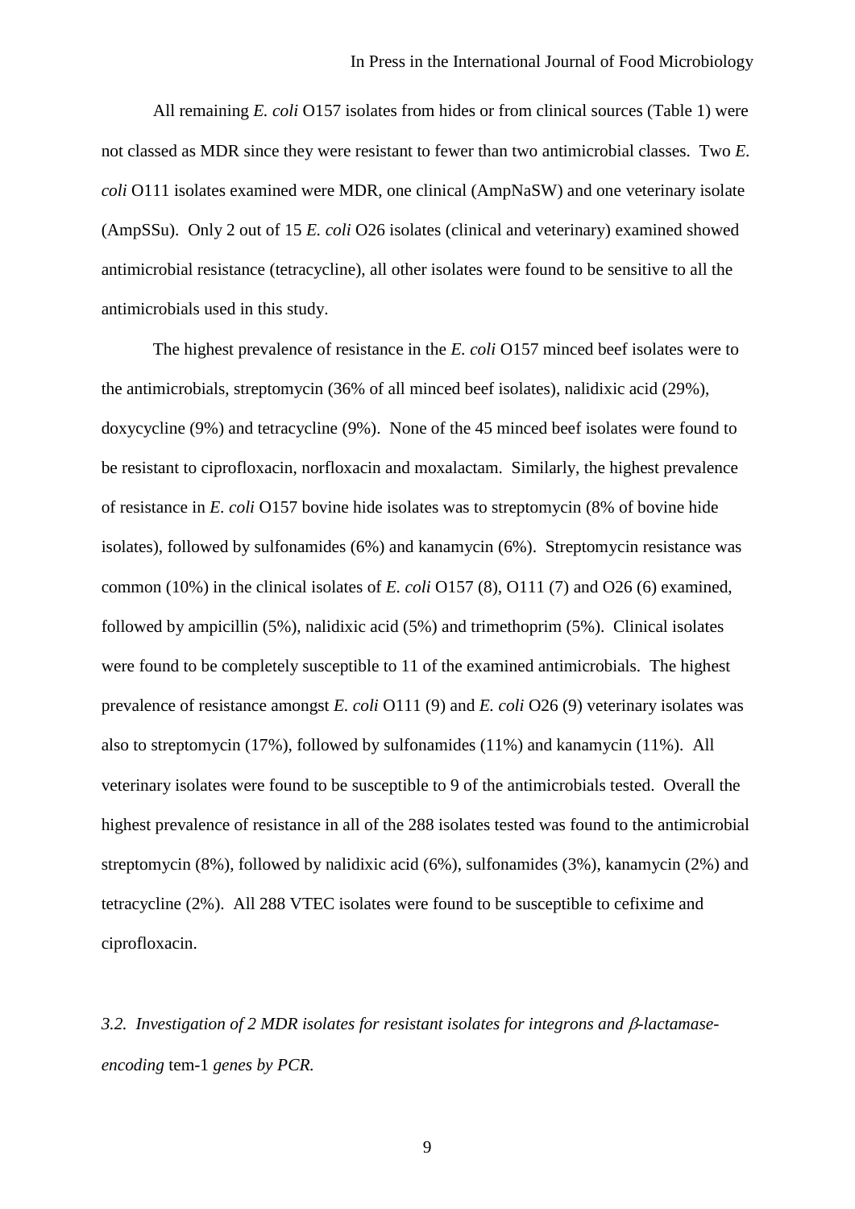All remaining *E. coli* O157 isolates from hides or from clinical sources (Table 1) were not classed as MDR since they were resistant to fewer than two antimicrobial classes. Two *E. coli* O111 isolates examined were MDR, one clinical (AmpNaSW) and one veterinary isolate (AmpSSu). Only 2 out of 15 *E. coli* O26 isolates (clinical and veterinary) examined showed antimicrobial resistance (tetracycline), all other isolates were found to be sensitive to all the antimicrobials used in this study.

The highest prevalence of resistance in the *E. coli* O157 minced beef isolates were to the antimicrobials, streptomycin (36% of all minced beef isolates), nalidixic acid (29%), doxycycline (9%) and tetracycline (9%). None of the 45 minced beef isolates were found to be resistant to ciprofloxacin, norfloxacin and moxalactam. Similarly, the highest prevalence of resistance in *E. coli* O157 bovine hide isolates was to streptomycin (8% of bovine hide isolates), followed by sulfonamides (6%) and kanamycin (6%). Streptomycin resistance was common (10%) in the clinical isolates of *E. coli* O157 (8), O111 (7) and O26 (6) examined, followed by ampicillin (5%), nalidixic acid (5%) and trimethoprim (5%). Clinical isolates were found to be completely susceptible to 11 of the examined antimicrobials. The highest prevalence of resistance amongst *E. coli* O111 (9) and *E. coli* O26 (9) veterinary isolates was also to streptomycin (17%), followed by sulfonamides (11%) and kanamycin (11%). All veterinary isolates were found to be susceptible to 9 of the antimicrobials tested. Overall the highest prevalence of resistance in all of the 288 isolates tested was found to the antimicrobial streptomycin (8%), followed by nalidixic acid (6%), sulfonamides (3%), kanamycin (2%) and tetracycline (2%). All 288 VTEC isolates were found to be susceptible to cefixime and ciprofloxacin.

*3.2. Investigation of 2 MDR isolates for resistant isolates for integrons and $\beta$-lactamase-encoding* tem-1 *genes by PCR.*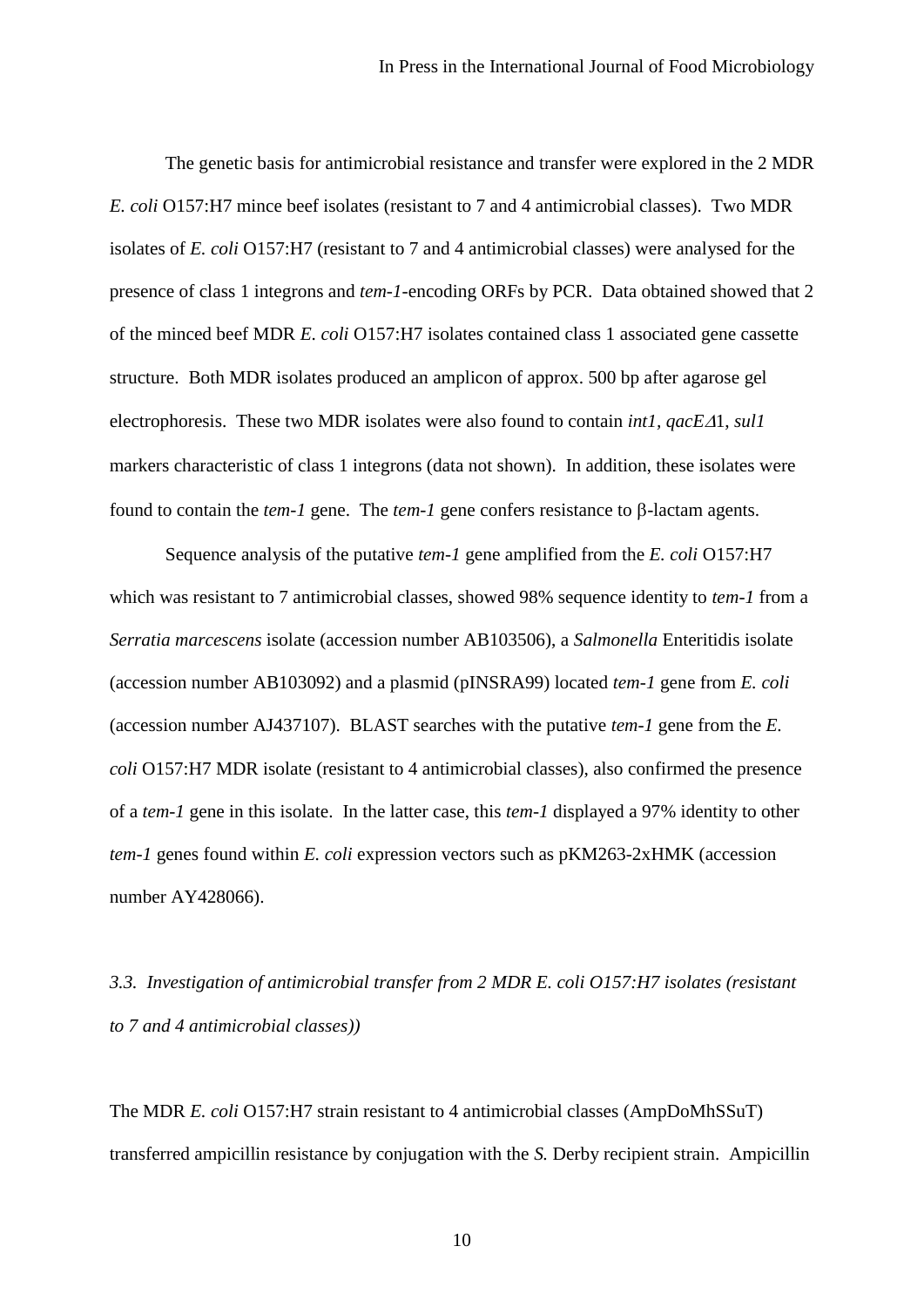The genetic basis for antimicrobial resistance and transfer were explored in the 2 MDR *E. coli* O157:H7 mince beef isolates (resistant to 7 and 4 antimicrobial classes). Two MDR isolates of *E. coli* O157:H7 (resistant to 7 and 4 antimicrobial classes) were analysed for the presence of class 1 integrons and *tem-1*-encoding ORFs by PCR. Data obtained showed that 2 of the minced beef MDR *E. coli* O157:H7 isolates contained class 1 associated gene cassette structure. Both MDR isolates produced an amplicon of approx. 500 bp after agarose gel electrophoresis. These two MDR isolates were also found to contain *int1*, *qacE*Δ1, *sul1* markers characteristic of class 1 integrons (data not shown). In addition, these isolates were found to contain the *tem-1* gene. The *tem-1* gene confers resistance to β-lactam agents.

Sequence analysis of the putative *tem-1* gene amplified from the *E. coli* O157:H7 which was resistant to 7 antimicrobial classes, showed 98% sequence identity to *tem-1* from a *Serratia marcescens* isolate (accession number AB103506), a *Salmonella* Enteritidis isolate (accession number AB103092) and a plasmid (pINSRA99) located *tem-1* gene from *E. coli* (accession number AJ437107). BLAST searches with the putative *tem-1* gene from the *E. coli* O157:H7 MDR isolate (resistant to 4 antimicrobial classes), also confirmed the presence of a *tem-1* gene in this isolate. In the latter case, this *tem-1* displayed a 97% identity to other *tem-1* genes found within *E. coli* expression vectors such as pKM263-2xHMK (accession number AY428066).

### *3.3. Investigation of antimicrobial transfer from 2 MDR E. coli O157:H7 isolates (resistant to 7 and 4 antimicrobial classes))*

The MDR *E. coli* O157:H7 strain resistant to 4 antimicrobial classes (AmpDoMhSSuT) transferred ampicillin resistance by conjugation with the *S.* Derby recipient strain. Ampicillin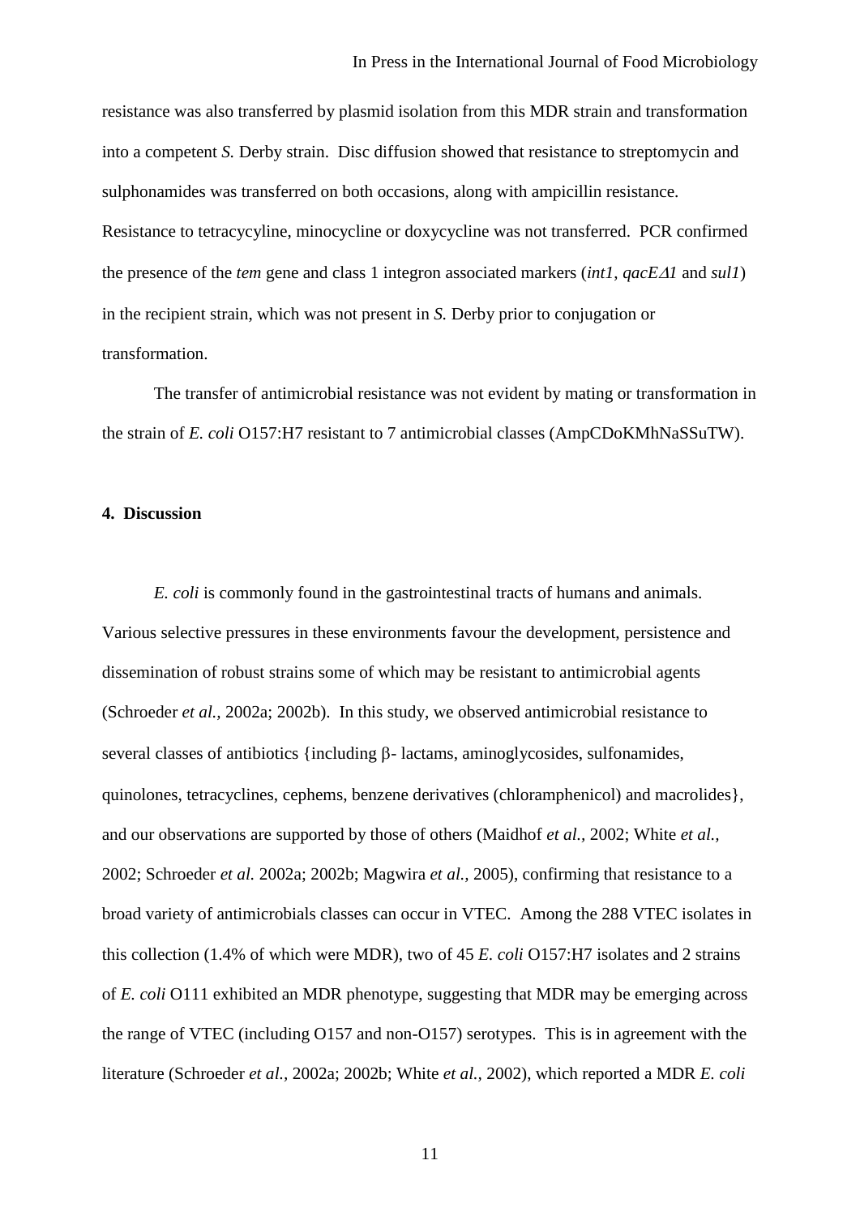resistance was also transferred by plasmid isolation from this MDR strain and transformation into a competent *S.* Derby strain. Disc diffusion showed that resistance to streptomycin and sulphonamides was transferred on both occasions, along with ampicillin resistance. Resistance to tetracycyline, minocycline or doxycycline was not transferred. PCR confirmed the presence of the *tem* gene and class 1 integron associated markers (*int1*, *qacE$\Delta$1* and *sul1*) in the recipient strain, which was not present in *S.* Derby prior to conjugation or transformation.

The transfer of antimicrobial resistance was not evident by mating or transformation in the strain of *E. coli* O157:H7 resistant to 7 antimicrobial classes (AmpCDoKMhNaSSuTW).

## 4. Discussion

*E. coli* is commonly found in the gastrointestinal tracts of humans and animals. Various selective pressures in these environments favour the development, persistence and dissemination of robust strains some of which may be resistant to antimicrobial agents (Schroeder *et al.,* 2002a; 2002b). In this study, we observed antimicrobial resistance to several classes of antibiotics {including β- lactams, aminoglycosides, sulfonamides, quinolones, tetracyclines, cephems, benzene derivatives (chloramphenicol) and macrolides}, and our observations are supported by those of others (Maidhof *et al.,* 2002; White *et al.,* 2002; Schroeder *et al.* 2002a; 2002b; Magwira *et al.,* 2005), confirming that resistance to a broad variety of antimicrobials classes can occur in VTEC. Among the 288 VTEC isolates in this collection (1.4% of which were MDR), two of 45 *E. coli* O157:H7 isolates and 2 strains of *E. coli* O111 exhibited an MDR phenotype, suggesting that MDR may be emerging across the range of VTEC (including O157 and non-O157) serotypes. This is in agreement with the literature (Schroeder *et al.,* 2002a; 2002b; White *et al.,* 2002), which reported a MDR *E. coli*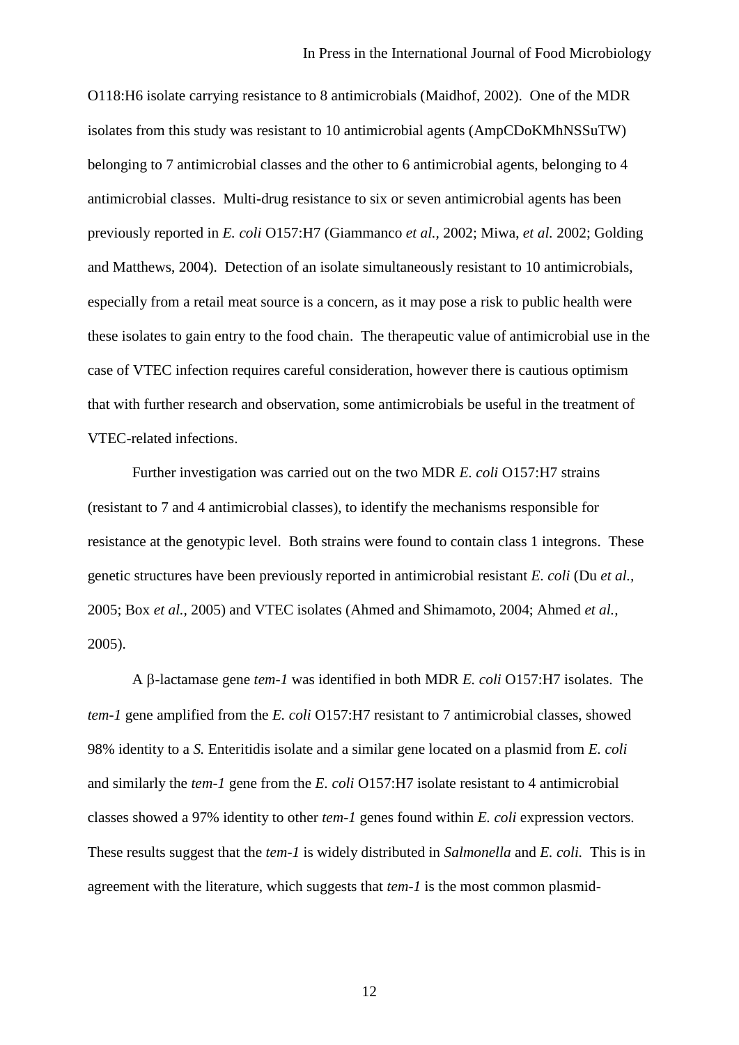O118:H6 isolate carrying resistance to 8 antimicrobials (Maidhof, 2002). One of the MDR isolates from this study was resistant to 10 antimicrobial agents (AmpCDoKMhNSSuTW) belonging to 7 antimicrobial classes and the other to 6 antimicrobial agents, belonging to 4 antimicrobial classes. Multi-drug resistance to six or seven antimicrobial agents has been previously reported in *E. coli* O157:H7 (Giammanco *et al.,* 2002; Miwa, *et al.* 2002; Golding and Matthews, 2004). Detection of an isolate simultaneously resistant to 10 antimicrobials, especially from a retail meat source is a concern, as it may pose a risk to public health were these isolates to gain entry to the food chain. The therapeutic value of antimicrobial use in the case of VTEC infection requires careful consideration, however there is cautious optimism that with further research and observation, some antimicrobials be useful in the treatment of VTEC-related infections.

Further investigation was carried out on the two MDR *E. coli* O157:H7 strains (resistant to 7 and 4 antimicrobial classes), to identify the mechanisms responsible for resistance at the genotypic level. Both strains were found to contain class 1 integrons. These genetic structures have been previously reported in antimicrobial resistant *E. coli* (Du *et al.,* 2005; Box *et al.,* 2005) and VTEC isolates (Ahmed and Shimamoto, 2004; Ahmed *et al.,* 2005).

A β-lactamase gene *tem-1* was identified in both MDR *E. coli* O157:H7 isolates. The *tem-1* gene amplified from the *E. coli* O157:H7 resistant to 7 antimicrobial classes, showed 98% identity to a *S.* Enteritidis isolate and a similar gene located on a plasmid from *E. coli* and similarly the *tem-1* gene from the *E. coli* O157:H7 isolate resistant to 4 antimicrobial classes showed a 97% identity to other *tem-1* genes found within *E. coli* expression vectors. These results suggest that the *tem-1* is widely distributed in *Salmonella* and *E. coli.* This is in agreement with the literature, which suggests that *tem-1* is the most common plasmid-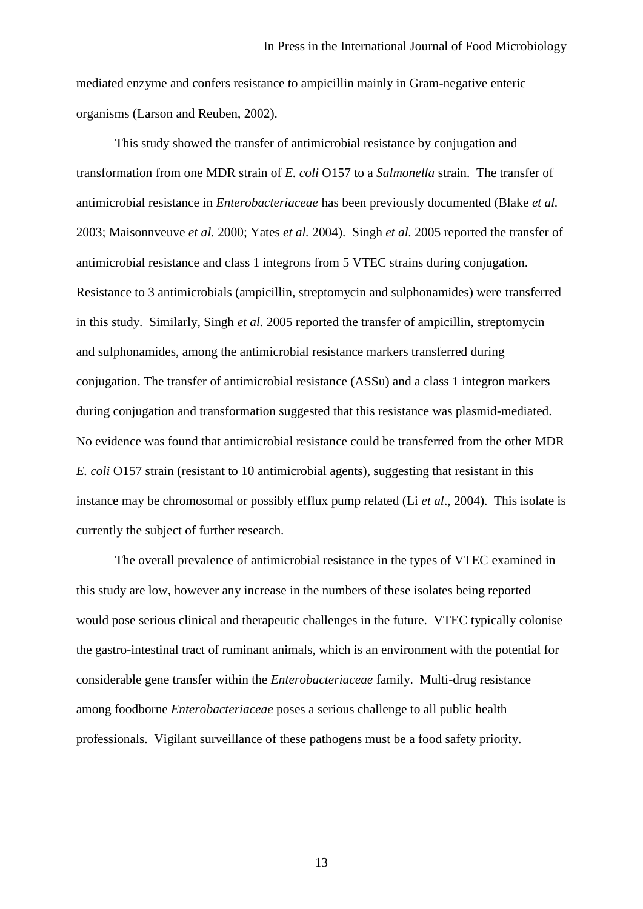mediated enzyme and confers resistance to ampicillin mainly in Gram-negative enteric organisms (Larson and Reuben, 2002).

This study showed the transfer of antimicrobial resistance by conjugation and transformation from one MDR strain of *E. coli* O157 to a *Salmonella* strain. The transfer of antimicrobial resistance in *Enterobacteriaceae* has been previously documented (Blake *et al.* 2003; Maisonnveuve *et al.* 2000; Yates *et al.* 2004). Singh *et al.* 2005 reported the transfer of antimicrobial resistance and class 1 integrons from 5 VTEC strains during conjugation. Resistance to 3 antimicrobials (ampicillin, streptomycin and sulphonamides) were transferred in this study. Similarly, Singh *et al.* 2005 reported the transfer of ampicillin, streptomycin and sulphonamides, among the antimicrobial resistance markers transferred during conjugation. The transfer of antimicrobial resistance (ASSu) and a class 1 integron markers during conjugation and transformation suggested that this resistance was plasmid-mediated. No evidence was found that antimicrobial resistance could be transferred from the other MDR *E. coli* O157 strain (resistant to 10 antimicrobial agents), suggesting that resistant in this instance may be chromosomal or possibly efflux pump related (Li *et al*., 2004). This isolate is currently the subject of further research.

The overall prevalence of antimicrobial resistance in the types of VTEC examined in this study are low, however any increase in the numbers of these isolates being reported would pose serious clinical and therapeutic challenges in the future. VTEC typically colonise the gastro-intestinal tract of ruminant animals, which is an environment with the potential for considerable gene transfer within the *Enterobacteriaceae* family. Multi-drug resistance among foodborne *Enterobacteriaceae* poses a serious challenge to all public health professionals. Vigilant surveillance of these pathogens must be a food safety priority.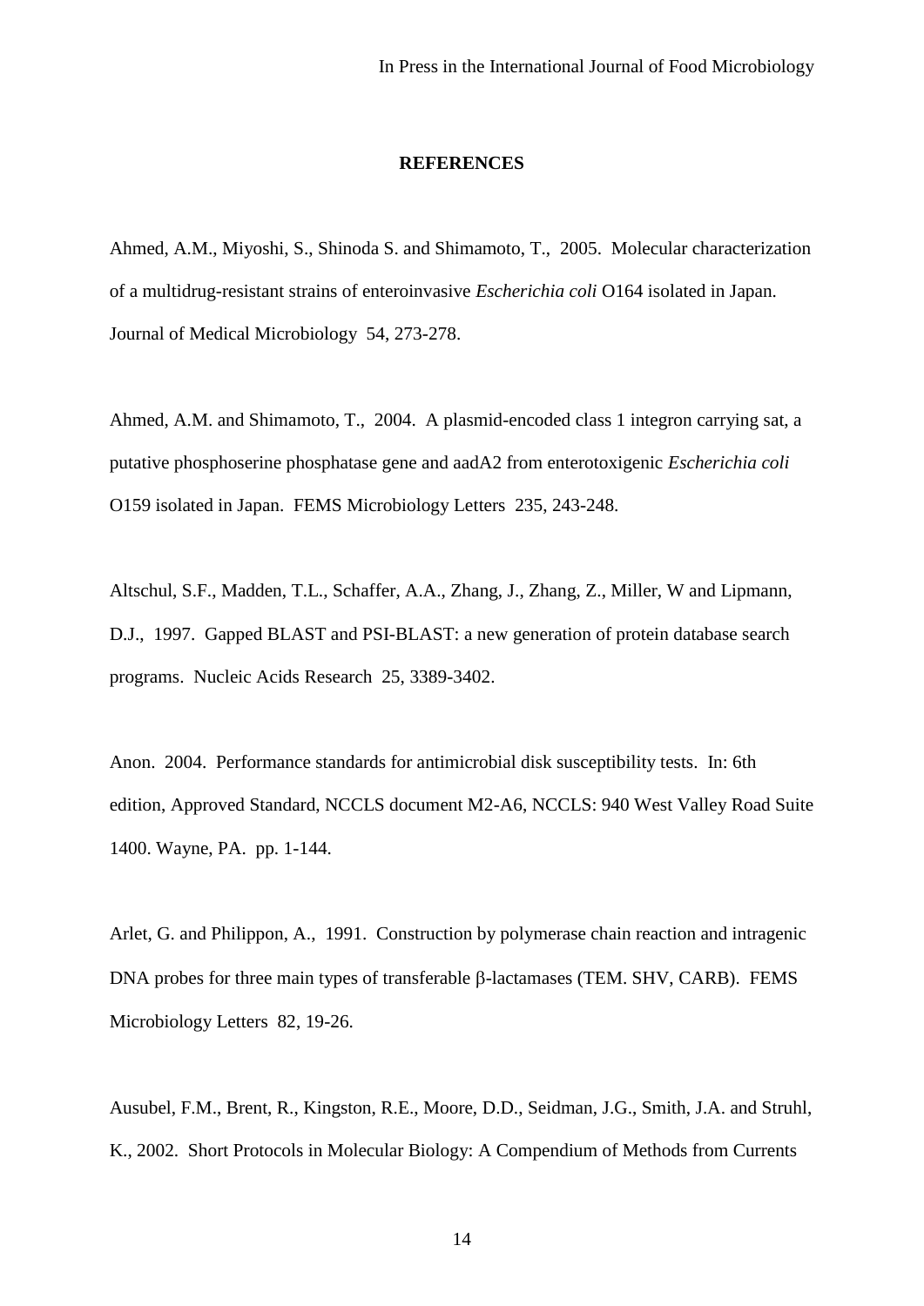## REFERENCES

Ahmed, A.M., Miyoshi, S., Shinoda S. and Shimamoto, T., 2005. Molecular characterization of a multidrug-resistant strains of enteroinvasive *Escherichia coli* O164 isolated in Japan. Journal of Medical Microbiology 54, 273-278.

Ahmed, A.M. and Shimamoto, T., 2004. A plasmid-encoded class 1 integron carrying sat, a putative phosphoserine phosphatase gene and aadA2 from enterotoxigenic *Escherichia coli* O159 isolated in Japan. FEMS Microbiology Letters 235, 243-248.

Altschul, S.F., Madden, T.L., Schaffer, A.A., Zhang, J., Zhang, Z., Miller, W and Lipmann, D.J., 1997. Gapped BLAST and PSI-BLAST: a new generation of protein database search programs. Nucleic Acids Research 25, 3389-3402.

Anon. 2004. Performance standards for antimicrobial disk susceptibility tests. In: 6th edition, Approved Standard, NCCLS document M2-A6, NCCLS: 940 West Valley Road Suite 1400. Wayne, PA. pp. 1-144.

Arlet, G. and Philippon, A., 1991. Construction by polymerase chain reaction and intragenic DNA probes for three main types of transferable β-lactamases (TEM. SHV, CARB). FEMS Microbiology Letters 82, 19-26.

Ausubel, F.M., Brent, R., Kingston, R.E., Moore, D.D., Seidman, J.G., Smith, J.A. and Struhl, K., 2002. Short Protocols in Molecular Biology: A Compendium of Methods from Currents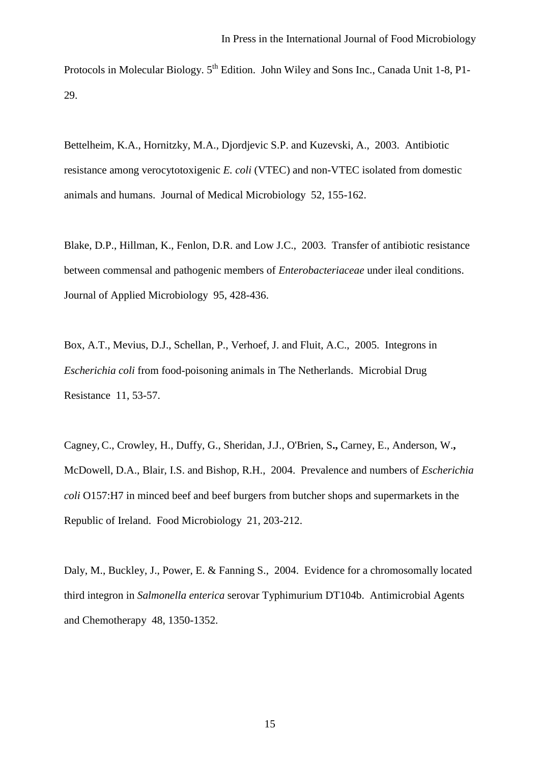Protocols in Molecular Biology. 5th Edition. John Wiley and Sons Inc., Canada Unit 1-8, P1-29.

Bettelheim, K.A., Hornitzky, M.A., Djordjevic S.P. and Kuzevski, A., 2003. Antibiotic resistance among verocytotoxigenic *E. coli* (VTEC) and non-VTEC isolated from domestic animals and humans. Journal of Medical Microbiology 52, 155-162.

Blake, D.P., Hillman, K., Fenlon, D.R. and Low J.C., 2003. Transfer of antibiotic resistance between commensal and pathogenic members of *Enterobacteriaceae* under ileal conditions. Journal of Applied Microbiology 95, 428-436.

Box, A.T., Mevius, D.J., Schellan, P., Verhoef, J. and Fluit, A.C., 2005. Integrons in *Escherichia coli* from food-poisoning animals in The Netherlands. Microbial Drug Resistance 11, 53-57.

Cagney, C., Crowley, H., Duffy, G., Sheridan, J.J., O'Brien, S**.,** Carney, E., Anderson, W.**,** McDowell, D.A., Blair, I.S. and Bishop, R.H., 2004. Prevalence and numbers of *Escherichia coli* O157:H7 in minced beef and beef burgers from butcher shops and supermarkets in the Republic of Ireland. Food Microbiology 21, 203-212.

Daly, M., Buckley, J., Power, E. & Fanning S., 2004. Evidence for a chromosomally located third integron in *Salmonella enterica* serovar Typhimurium DT104b. Antimicrobial Agents and Chemotherapy 48, 1350-1352.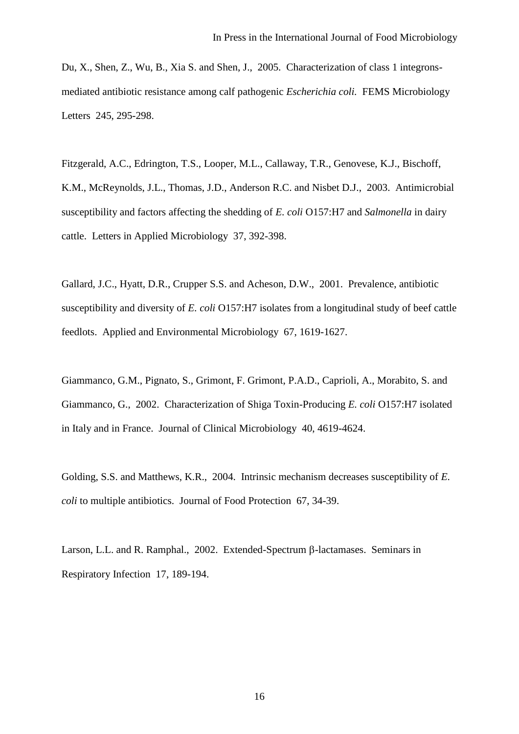Du, X., Shen, Z., Wu, B., Xia S. and Shen, J., 2005. Characterization of class 1 integrons-mediated antibiotic resistance among calf pathogenic *Escherichia coli*. FEMS Microbiology Letters 245, 295-298.

Fitzgerald, A.C., Edrington, T.S., Looper, M.L., Callaway, T.R., Genovese, K.J., Bischoff, K.M., McReynolds, J.L., Thomas, J.D., Anderson R.C. and Nisbet D.J., 2003. Antimicrobial susceptibility and factors affecting the shedding of *E. coli* O157:H7 and *Salmonella* in dairy cattle. Letters in Applied Microbiology 37, 392-398.

Gallard, J.C., Hyatt, D.R., Crupper S.S. and Acheson, D.W., 2001. Prevalence, antibiotic susceptibility and diversity of *E. coli* O157:H7 isolates from a longitudinal study of beef cattle feedlots. Applied and Environmental Microbiology 67, 1619-1627.

Giammanco, G.M., Pignato, S., Grimont, F. Grimont, P.A.D., Caprioli, A., Morabito, S. and Giammanco, G., 2002. Characterization of Shiga Toxin-Producing *E. coli* O157:H7 isolated in Italy and in France. Journal of Clinical Microbiology 40, 4619-4624.

Golding, S.S. and Matthews, K.R., 2004. Intrinsic mechanism decreases susceptibility of *E. coli* to multiple antibiotics. Journal of Food Protection 67, 34-39.

Larson, L.L. and R. Ramphal., 2002. Extended-Spectrum β-lactamases. Seminars in Respiratory Infection 17, 189-194.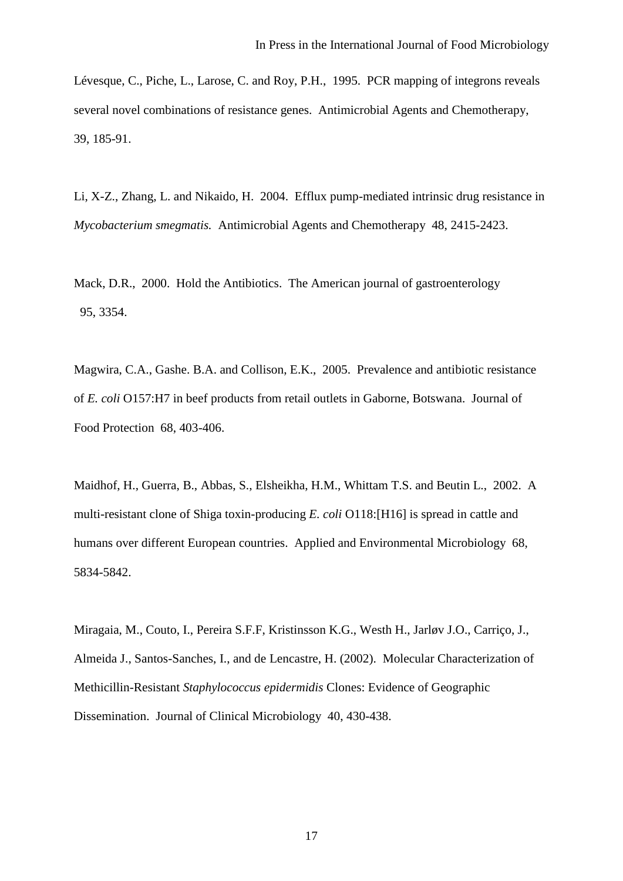Lévesque, C., Piche, L., Larose, C. and Roy, P.H., 1995. PCR mapping of integrons reveals several novel combinations of resistance genes. Antimicrobial Agents and Chemotherapy, 39, 185-91.

Li, X-Z., Zhang, L. and Nikaido, H. 2004. Efflux pump-mediated intrinsic drug resistance in *Mycobacterium smegmatis.* Antimicrobial Agents and Chemotherapy 48, 2415-2423.

Mack, D.R., 2000. Hold the Antibiotics. The American journal of gastroenterology 95, 3354.

Magwira, C.A., Gashe. B.A. and Collison, E.K., 2005. Prevalence and antibiotic resistance of *E. coli* O157:H7 in beef products from retail outlets in Gaborne, Botswana. Journal of Food Protection 68, 403-406.

Maidhof, H., Guerra, B., Abbas, S., Elsheikha, H.M., Whittam T.S. and Beutin L., 2002. A multi-resistant clone of Shiga toxin-producing *E. coli* O118:[H16] is spread in cattle and humans over different European countries. Applied and Environmental Microbiology 68, 5834-5842.

Miragaia, M., Couto, I., Pereira S.F.F, Kristinsson K.G., Westh H., Jarløv J.O., Carriço, J., Almeida J., Santos-Sanches, I., and de Lencastre, H. (2002). Molecular Characterization of Methicillin-Resistant *Staphylococcus epidermidis* Clones: Evidence of Geographic Dissemination. Journal of Clinical Microbiology 40, 430-438.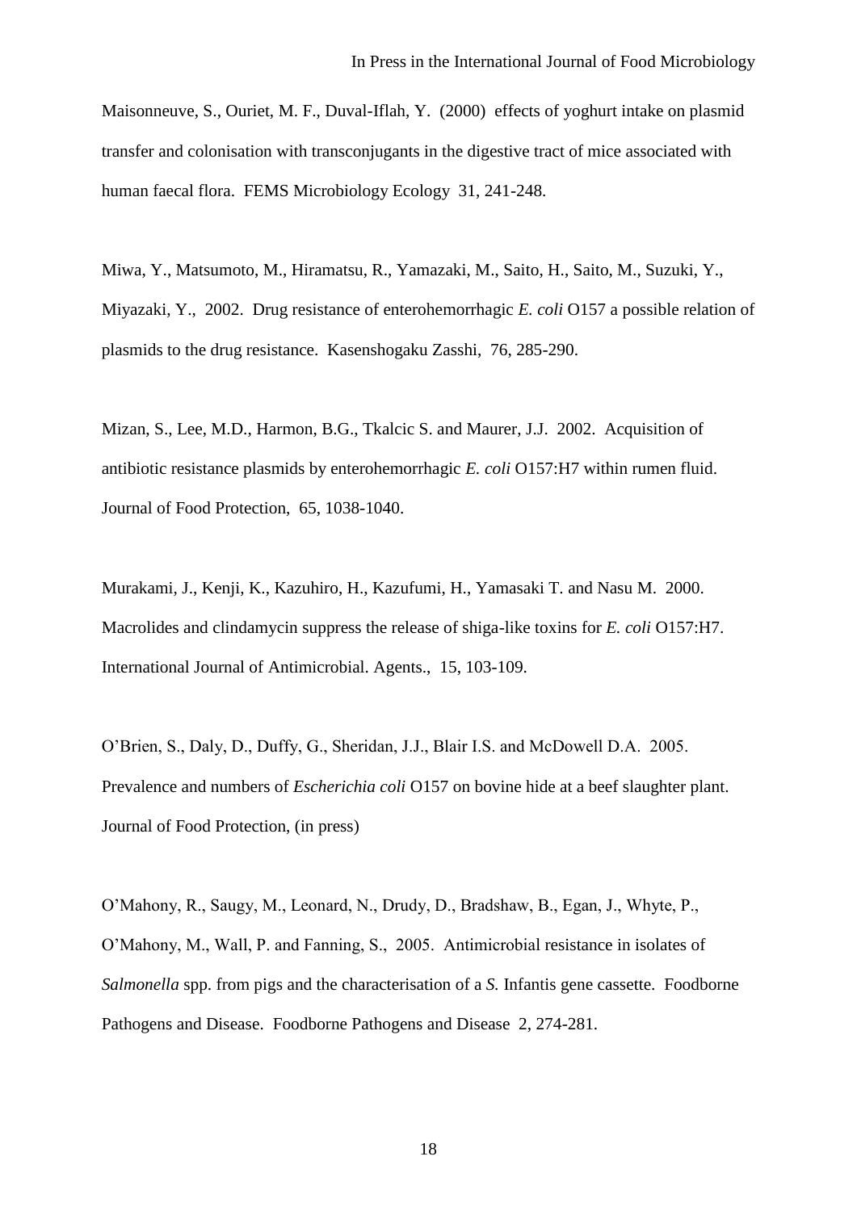Maisonneuve, S., Ouriet, M. F., Duval-Iflah, Y. (2000) effects of yoghurt intake on plasmid transfer and colonisation with transconjugants in the digestive tract of mice associated with human faecal flora. FEMS Microbiology Ecology 31, 241-248.

Miwa, Y., Matsumoto, M., Hiramatsu, R., Yamazaki, M., Saito, H., Saito, M., Suzuki, Y., Miyazaki, Y., 2002. Drug resistance of enterohemorrhagic *E. coli* O157 a possible relation of plasmids to the drug resistance. Kasenshogaku Zasshi, 76, 285-290.

Mizan, S., Lee, M.D., Harmon, B.G., Tkalcic S. and Maurer, J.J. 2002. Acquisition of antibiotic resistance plasmids by enterohemorrhagic *E. coli* O157:H7 within rumen fluid. Journal of Food Protection, 65, 1038-1040.

Murakami, J., Kenji, K., Kazuhiro, H., Kazufumi, H., Yamasaki T. and Nasu M. 2000. Macrolides and clindamycin suppress the release of shiga-like toxins for *E. coli* O157:H7. International Journal of Antimicrobial. Agents., 15, 103-109.

O'Brien, S., Daly, D., Duffy, G., Sheridan, J.J., Blair I.S. and McDowell D.A. 2005. Prevalence and numbers of *Escherichia coli* O157 on bovine hide at a beef slaughter plant. Journal of Food Protection, (in press)

O'Mahony, R., Saugy, M., Leonard, N., Drudy, D., Bradshaw, B., Egan, J., Whyte, P., O'Mahony, M., Wall, P. and Fanning, S., 2005. Antimicrobial resistance in isolates of *Salmonella* spp. from pigs and the characterisation of a *S.* Infantis gene cassette. Foodborne Pathogens and Disease. Foodborne Pathogens and Disease 2, 274-281.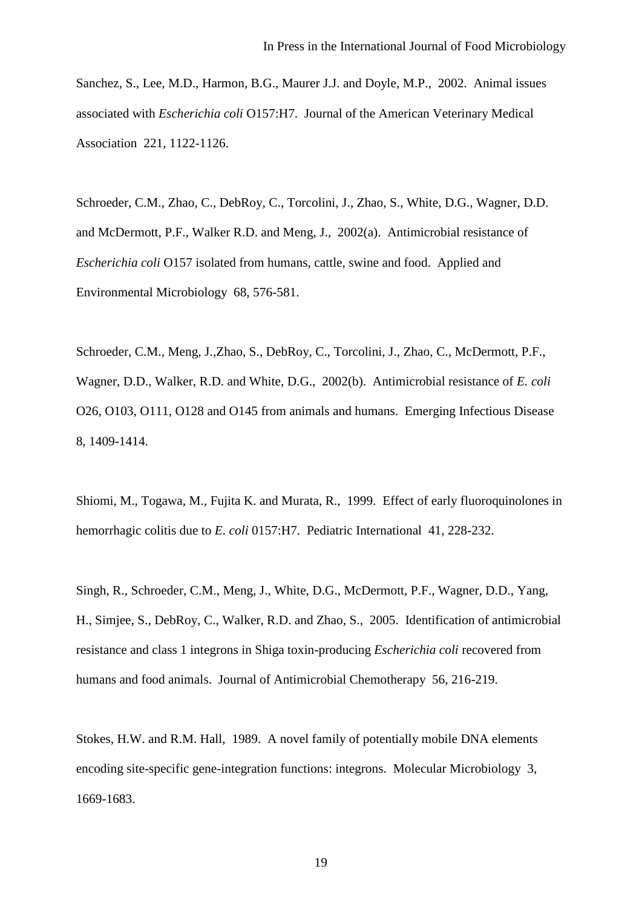Sanchez, S., Lee, M.D., Harmon, B.G., Maurer J.J. and Doyle, M.P., 2002. Animal issues associated with *Escherichia coli* O157:H7. Journal of the American Veterinary Medical Association 221, 1122-1126.

Schroeder, C.M., Zhao, C., DebRoy, C., Torcolini, J., Zhao, S., White, D.G., Wagner, D.D. and McDermott, P.F., Walker R.D. and Meng, J., 2002(a). Antimicrobial resistance of *Escherichia coli* O157 isolated from humans, cattle, swine and food. Applied and Environmental Microbiology 68, 576-581.

Schroeder, C.M., Meng, J.,Zhao, S., DebRoy, C., Torcolini, J., Zhao, C., McDermott, P.F., Wagner, D.D., Walker, R.D. and White, D.G., 2002(b). Antimicrobial resistance of *E. coli* O26, O103, O111, O128 and O145 from animals and humans. Emerging Infectious Disease 8, 1409-1414.

Shiomi, M., Togawa, M., Fujita K. and Murata, R., 1999. Effect of early fluoroquinolones in hemorrhagic colitis due to *E. coli* 0157:H7. Pediatric International 41, 228-232.

Singh, R., Schroeder, C.M., Meng, J., White, D.G., McDermott, P.F., Wagner, D.D., Yang, H., Simjee, S., DebRoy, C., Walker, R.D. and Zhao, S., 2005. Identification of antimicrobial resistance and class 1 integrons in Shiga toxin-producing *Escherichia coli* recovered from humans and food animals. Journal of Antimicrobial Chemotherapy 56, 216-219.

Stokes, H.W. and R.M. Hall, 1989. A novel family of potentially mobile DNA elements encoding site-specific gene-integration functions: integrons. Molecular Microbiology 3, 1669-1683.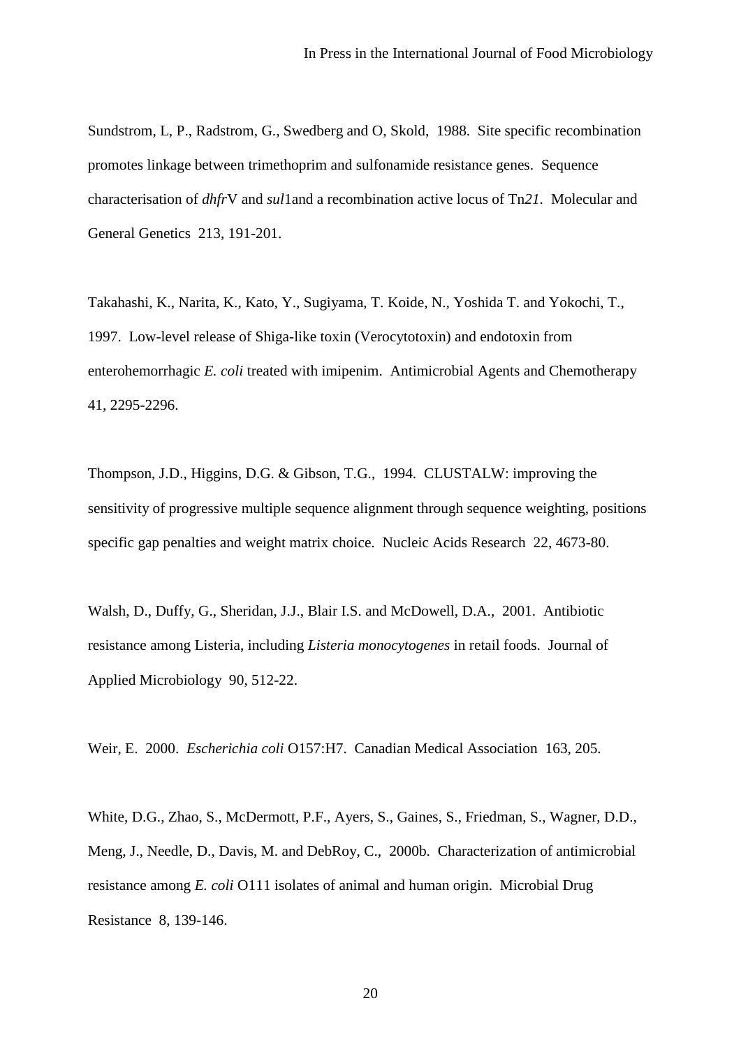Sundstrom, L, P., Radstrom, G., Swedberg and O, Skold, 1988. Site specific recombination promotes linkage between trimethoprim and sulfonamide resistance genes. Sequence characterisation of *dhfr*V and *sul*1and a recombination active locus of Tn*21*. Molecular and General Genetics 213, 191-201.

Takahashi, K., Narita, K., Kato, Y., Sugiyama, T. Koide, N., Yoshida T. and Yokochi, T., 1997. Low-level release of Shiga-like toxin (Verocytotoxin) and endotoxin from enterohemorrhagic *E. coli* treated with imipenim. Antimicrobial Agents and Chemotherapy 41, 2295-2296.

Thompson, J.D., Higgins, D.G. & Gibson, T.G., 1994. CLUSTALW: improving the sensitivity of progressive multiple sequence alignment through sequence weighting, positions specific gap penalties and weight matrix choice. Nucleic Acids Research 22, 4673-80.

Walsh, D., Duffy, G., Sheridan, J.J., Blair I.S. and McDowell, D.A., 2001. Antibiotic resistance among Listeria, including *Listeria monocytogenes* in retail foods. Journal of Applied Microbiology 90, 512-22.

Weir, E. 2000. *Escherichia coli* O157:H7. Canadian Medical Association 163, 205.

White, D.G., Zhao, S., McDermott, P.F., Ayers, S., Gaines, S., Friedman, S., Wagner, D.D., Meng, J., Needle, D., Davis, M. and DebRoy, C., 2000b. Characterization of antimicrobial resistance among *E. coli* O111 isolates of animal and human origin. Microbial Drug Resistance 8, 139-146.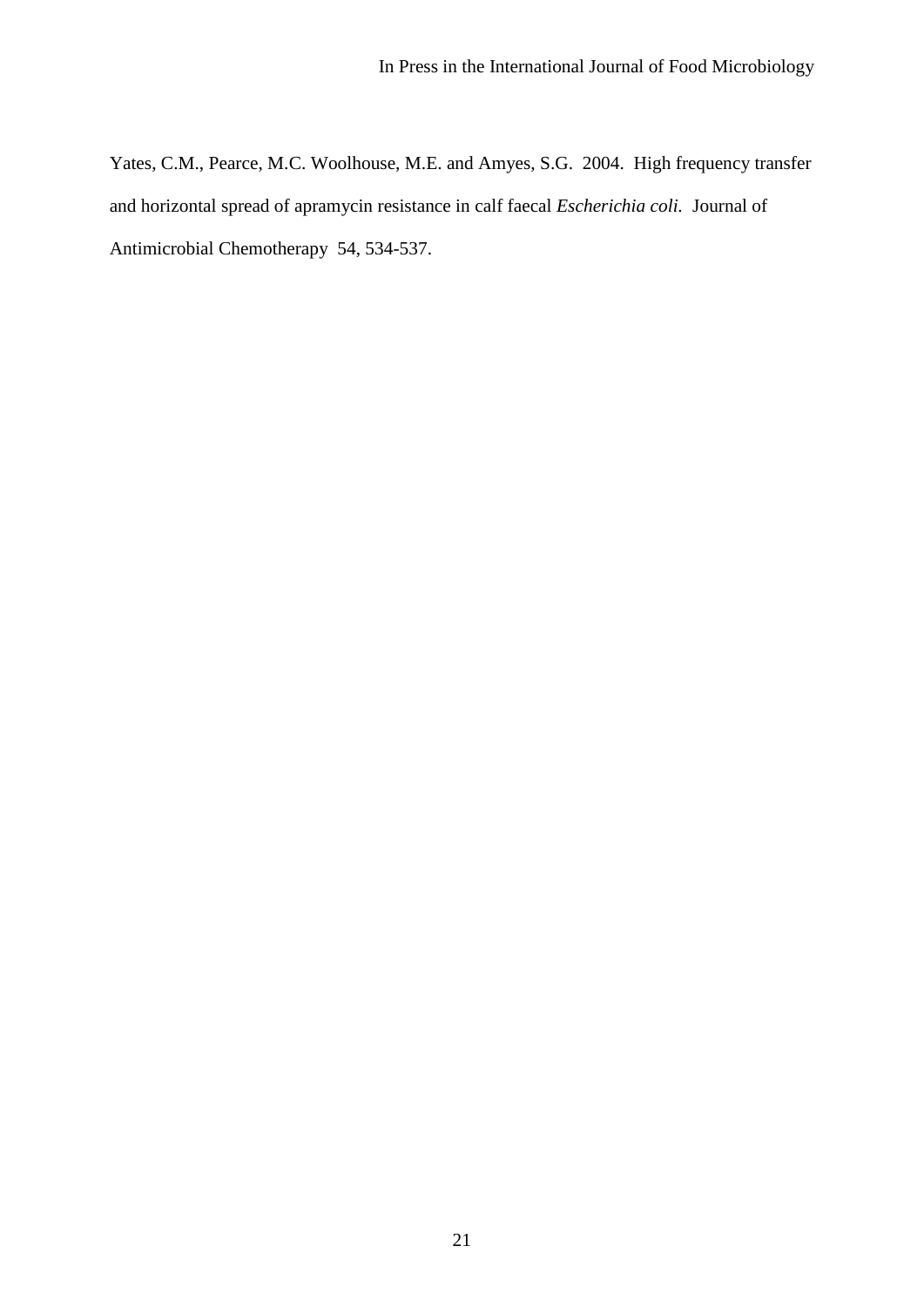Yates, C.M., Pearce, M.C. Woolhouse, M.E. and Amyes, S.G. 2004. High frequency transfer and horizontal spread of apramycin resistance in calf faecal *Escherichia coli.* Journal of Antimicrobial Chemotherapy 54, 534-537.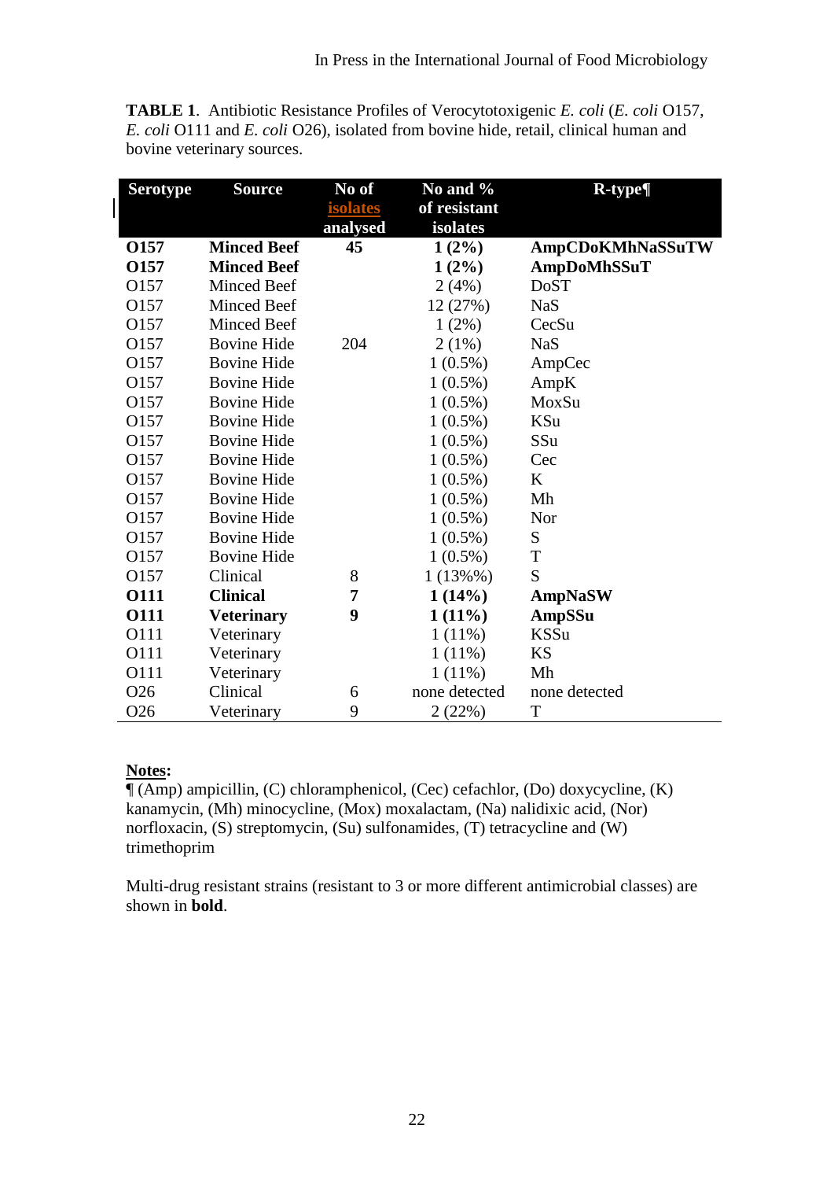**TABLE 1**. Antibiotic Resistance Profiles of Verocytotoxigenic *E. coli* (*E. coli* O157, *E. coli* O111 and *E. coli* O26), isolated from bovine hide, retail, clinical human and bovine veterinary sources.

| Serotype | Source | No of isolates analysed | No and % of resistant isolates | R-type¶ |
|---|---|---|---|---|
| **O157** | **Minced Beef** | **45** | **1 (2%)** | **AmpCDoKMhNaSSuTW** |
| **O157** | **Minced Beef** | | **1 (2%)** | **AmpDoMhSSuT** |
| O157 | Minced Beef | | 2 (4%) | DoST |
| O157 | Minced Beef | | 12 (27%) | NaS |
| O157 | Minced Beef | | 1 (2%) | CecSu |
| O157 | Bovine Hide | 204 | 2 (1%) | NaS |
| O157 | Bovine Hide | | 1 (0.5%) | AmpCec |
| O157 | Bovine Hide | | 1 (0.5%) | AmpK |
| O157 | Bovine Hide | | 1 (0.5%) | MoxSu |
| O157 | Bovine Hide | | 1 (0.5%) | KSu |
| O157 | Bovine Hide | | 1 (0.5%) | SSu |
| O157 | Bovine Hide | | 1 (0.5%) | Cec |
| O157 | Bovine Hide | | 1 (0.5%) | K |
| O157 | Bovine Hide | | 1 (0.5%) | Mh |
| O157 | Bovine Hide | | 1 (0.5%) | Nor |
| O157 | Bovine Hide | | 1 (0.5%) | S |
| O157 | Bovine Hide | | 1 (0.5%) | T |
| O157 | Clinical | 8 | 1 (13%%) | S |
| **O111** | **Clinical** | **7** | **1 (14%)** | **AmpNaSW** |
| **O111** | **Veterinary** | **9** | **1 (11%)** | **AmpSSu** |
| O111 | Veterinary | | 1 (11%) | KSSu |
| O111 | Veterinary | | 1 (11%) | KS |
| O111 | Veterinary | | 1 (11%) | Mh |
| O26 | Clinical | 6 | none detected | none detected |
| O26 | Veterinary | 9 | 2 (22%) | T |

**Notes:**

¶ (Amp) ampicillin, (C) chloramphenicol, (Cec) cefachlor, (Do) doxycycline, (K) kanamycin, (Mh) minocycline, (Mox) moxalactam, (Na) nalidixic acid, (Nor) norfloxacin, (S) streptomycin, (Su) sulfonamides, (T) tetracycline and (W) trimethoprim

Multi-drug resistant strains (resistant to 3 or more different antimicrobial classes) are shown in **bold**.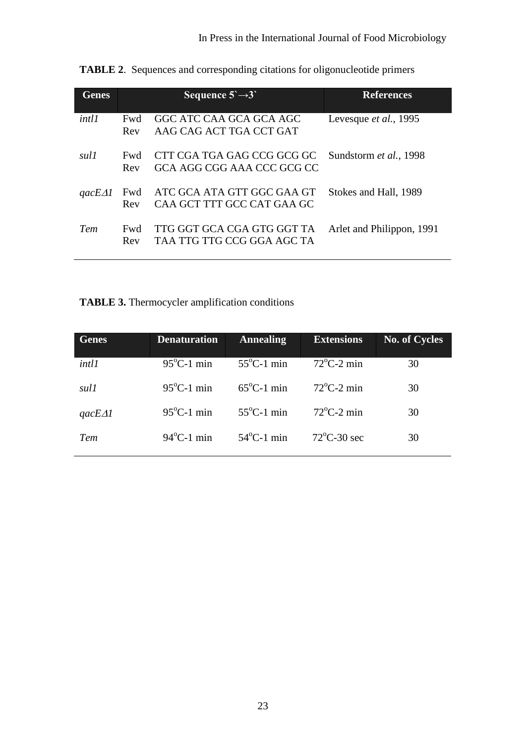**TABLE 2**. Sequences and corresponding citations for oligonucleotide primers

| Genes | Sequence 5`→3` | | References |
|---|---|---|---|
| *intl1* | Fwd<br>Rev | GGC ATC CAA GCA GCA AGC<br>AAG CAG ACT TGA CCT GAT | Levesque *et al.*, 1995 |
| *sul1* | Fwd<br>Rev | CTT CGA TGA GAG CCG GCG GC<br>GCA AGG CGG AAA CCC GCG CC | Sundstorm *et al.*, 1998 |
| *qacEΔ1* | Fwd<br>Rev | ATC GCA ATA GTT GGC GAA GT<br>CAA GCT TTT GCC CAT GAA GC | Stokes and Hall, 1989 |
| *Tem* | Fwd<br>Rev | TTG GGT GCA CGA GTG GGT TA<br>TAA TTG TTG CCG GGA AGC TA | Arlet and Philippon, 1991 |

**TABLE 3.** Thermocycler amplification conditions

| Genes | Denaturation | Annealing | Extensions | No. of Cycles |
|---|---|---|---|---|
| *intl1* | 95°C-1 min | 55°C-1 min | 72°C-2 min | 30 |
| *sul1* | 95°C-1 min | 65°C-1 min | 72°C-2 min | 30 |
| *qacEΔ1* | 95°C-1 min | 55°C-1 min | 72°C-2 min | 30 |
| *Tem* | 94°C-1 min | 54°C-1 min | 72°C-30 sec | 30 |